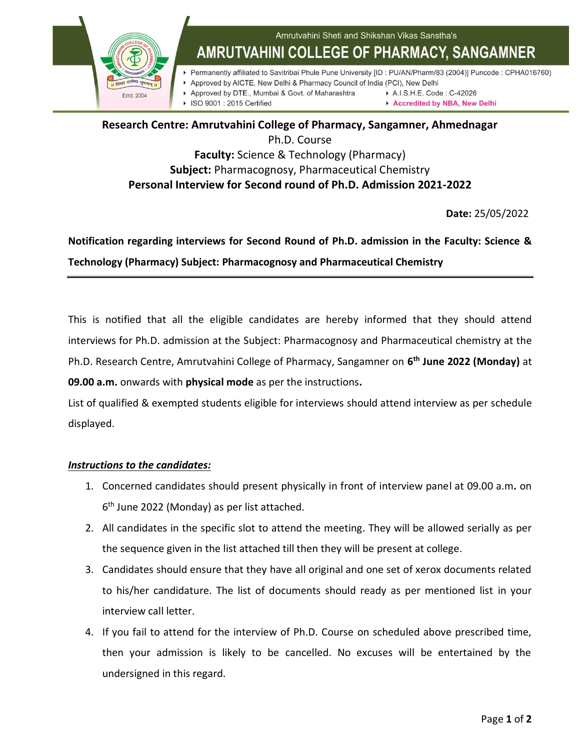Amrutvahini Sheti and Shikshan Vikas Sanstha's

# AMRUTVAHINI COLLEGE OF PHARMACY, SANGAMNER

- Permanently affiliated to Savitribai Phule Pune University [ID : PU/AN/Pharm/83 (2004)] Puncode : CPHA016760)
- Approved by AICTE, New Delhi & Pharmacy Council of India (PCI), New Delhi
- Approved by DTE., Mumbai & Govt. of Maharashtra
- A.I.S.H.E. Code : C-42026
- ISO 9001 : 2015 Certified
- Accredited by NBA, New Delhi

Estd. 2004

**Research Centre: Amrutvahini College of Pharmacy, Sangamner, Ahmednagar**

Ph.D. Course

**Faculty:** Science & Technology (Pharmacy)

**Subject:** Pharmacognosy, Pharmaceutical Chemistry

**Personal Interview for Second round of Ph.D. Admission 2021-2022**

**Date:** 25/05/2022

**Notification regarding interviews for Second Round of Ph.D. admission in the Faculty: Science & Technology (Pharmacy) Subject: Pharmacognosy and Pharmaceutical Chemistry**

This is notified that all the eligible candidates are hereby informed that they should attend interviews for Ph.D. admission at the Subject: Pharmacognosy and Pharmaceutical chemistry at the Ph.D. Research Centre, Amrutvahini College of Pharmacy, Sangamner on **6th June 2022 (Monday)** at **09.00 a.m.** onwards with **physical mode** as per the instructions**.**

List of qualified & exempted students eligible for interviews should attend interview as per schedule displayed.

***Instructions to the candidates:***

1. Concerned candidates should present physically in front of interview panel at 09.00 a.m**.** on 6th June 2022 (Monday) as per list attached.
2. All candidates in the specific slot to attend the meeting. They will be allowed serially as per the sequence given in the list attached till then they will be present at college.
3. Candidates should ensure that they have all original and one set of xerox documents related to his/her candidature. The list of documents should ready as per mentioned list in your interview call letter.
4. If you fail to attend for the interview of Ph.D. Course on scheduled above prescribed time, then your admission is likely to be cancelled. No excuses will be entertained by the undersigned in this regard.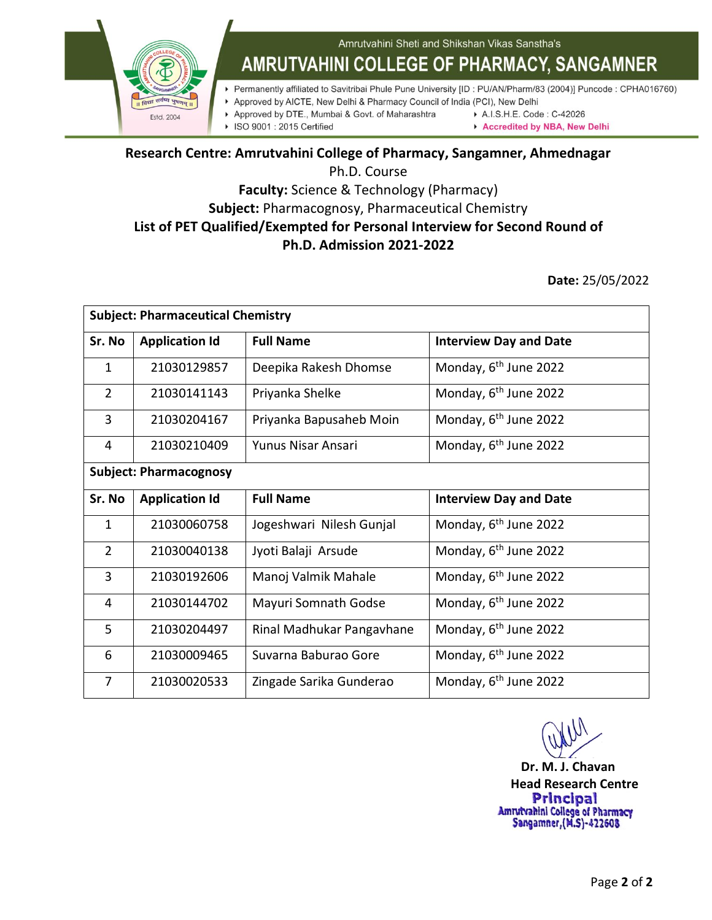Amrutvahini Sheti and Shikshan Vikas Sanstha's

# AMRUTVAHINI COLLEGE OF PHARMACY, SANGAMNER

- Permanently affiliated to Savitribai Phule Pune University [ID : PU/AN/Pharm/83 (2004)] Puncode : CPHA016760)
- Approved by AICTE, New Delhi & Pharmacy Council of India (PCI), New Delhi
- Approved by DTE., Mumbai & Govt. of Maharashtra
- A.I.S.H.E. Code : C-42026
- ISO 9001 : 2015 Certified
- Accredited by NBA, New Delhi

**Research Centre: Amrutvahini College of Pharmacy, Sangamner, Ahmednagar**

Ph.D. Course

**Faculty:** Science & Technology (Pharmacy)

**Subject:** Pharmacognosy, Pharmaceutical Chemistry

**List of PET Qualified/Exempted for Personal Interview for Second Round of Ph.D. Admission 2021-2022**

**Date:** 25/05/2022

| Subject: Pharmaceutical Chemistry | | | |
|---|---|---|---|
| **Sr. No** | **Application Id** | **Full Name** | **Interview Day and Date** |
| 1 | 21030129857 | Deepika Rakesh Dhomse | Monday, 6th June 2022 |
| 2 | 21030141143 | Priyanka Shelke | Monday, 6th June 2022 |
| 3 | 21030204167 | Priyanka Bapusaheb Moin | Monday, 6th June 2022 |
| 4 | 21030210409 | Yunus Nisar Ansari | Monday, 6th June 2022 |
| **Subject: Pharmacognosy** | | | |
| **Sr. No** | **Application Id** | **Full Name** | **Interview Day and Date** |
| 1 | 21030060758 | Jogeshwari Nilesh Gunjal | Monday, 6th June 2022 |
| 2 | 21030040138 | Jyoti Balaji Arsude | Monday, 6th June 2022 |
| 3 | 21030192606 | Manoj Valmik Mahale | Monday, 6th June 2022 |
| 4 | 21030144702 | Mayuri Somnath Godse | Monday, 6th June 2022 |
| 5 | 21030204497 | Rinal Madhukar Pangavhane | Monday, 6th June 2022 |
| 6 | 21030009465 | Suvarna Baburao Gore | Monday, 6th June 2022 |
| 7 | 21030020533 | Zingade Sarika Gunderao | Monday, 6th June 2022 |

**Dr. M. J. Chavan**
**Head Research Centre**

**Principal**
Amrutvahini College of Pharmacy
Sangamner,(M.S)-422608